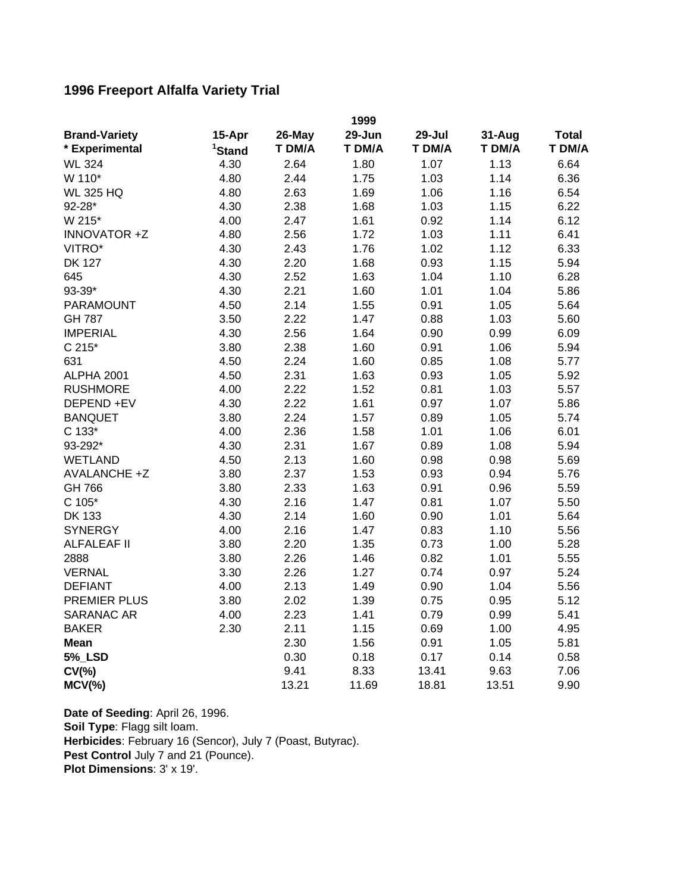# 1996 Freeport Alfalfa Variety Trial

| Brand-Variety | | | 1999 | | | |
|---|---|---|---|---|---|---|
| Brand-Variety | 15-Apr | 26-May | 29-Jun | 29-Jul | 31-Aug | Total |
| * Experimental | [1]Stand | T DM/A | T DM/A | T DM/A | T DM/A | T DM/A |
| WL 324 | 4.30 | 2.64 | 1.80 | 1.07 | 1.13 | 6.64 |
| W 110* | 4.80 | 2.44 | 1.75 | 1.03 | 1.14 | 6.36 |
| WL 325 HQ | 4.80 | 2.63 | 1.69 | 1.06 | 1.16 | 6.54 |
| 92-28* | 4.30 | 2.38 | 1.68 | 1.03 | 1.15 | 6.22 |
| W 215* | 4.00 | 2.47 | 1.61 | 0.92 | 1.14 | 6.12 |
| INNOVATOR +Z | 4.80 | 2.56 | 1.72 | 1.03 | 1.11 | 6.41 |
| VITRO* | 4.30 | 2.43 | 1.76 | 1.02 | 1.12 | 6.33 |
| DK 127 | 4.30 | 2.20 | 1.68 | 0.93 | 1.15 | 5.94 |
| 645 | 4.30 | 2.52 | 1.63 | 1.04 | 1.10 | 6.28 |
| 93-39* | 4.30 | 2.21 | 1.60 | 1.01 | 1.04 | 5.86 |
| PARAMOUNT | 4.50 | 2.14 | 1.55 | 0.91 | 1.05 | 5.64 |
| GH 787 | 3.50 | 2.22 | 1.47 | 0.88 | 1.03 | 5.60 |
| IMPERIAL | 4.30 | 2.56 | 1.64 | 0.90 | 0.99 | 6.09 |
| C 215* | 3.80 | 2.38 | 1.60 | 0.91 | 1.06 | 5.94 |
| 631 | 4.50 | 2.24 | 1.60 | 0.85 | 1.08 | 5.77 |
| ALPHA 2001 | 4.50 | 2.31 | 1.63 | 0.93 | 1.05 | 5.92 |
| RUSHMORE | 4.00 | 2.22 | 1.52 | 0.81 | 1.03 | 5.57 |
| DEPEND +EV | 4.30 | 2.22 | 1.61 | 0.97 | 1.07 | 5.86 |
| BANQUET | 3.80 | 2.24 | 1.57 | 0.89 | 1.05 | 5.74 |
| C 133* | 4.00 | 2.36 | 1.58 | 1.01 | 1.06 | 6.01 |
| 93-292* | 4.30 | 2.31 | 1.67 | 0.89 | 1.08 | 5.94 |
| WETLAND | 4.50 | 2.13 | 1.60 | 0.98 | 0.98 | 5.69 |
| AVALANCHE +Z | 3.80 | 2.37 | 1.53 | 0.93 | 0.94 | 5.76 |
| GH 766 | 3.80 | 2.33 | 1.63 | 0.91 | 0.96 | 5.59 |
| C 105* | 4.30 | 2.16 | 1.47 | 0.81 | 1.07 | 5.50 |
| DK 133 | 4.30 | 2.14 | 1.60 | 0.90 | 1.01 | 5.64 |
| SYNERGY | 4.00 | 2.16 | 1.47 | 0.83 | 1.10 | 5.56 |
| ALFALEAF II | 3.80 | 2.20 | 1.35 | 0.73 | 1.00 | 5.28 |
| 2888 | 3.80 | 2.26 | 1.46 | 0.82 | 1.01 | 5.55 |
| VERNAL | 3.30 | 2.26 | 1.27 | 0.74 | 0.97 | 5.24 |
| DEFIANT | 4.00 | 2.13 | 1.49 | 0.90 | 1.04 | 5.56 |
| PREMIER PLUS | 3.80 | 2.02 | 1.39 | 0.75 | 0.95 | 5.12 |
| SARANAC AR | 4.00 | 2.23 | 1.41 | 0.79 | 0.99 | 5.41 |
| BAKER | 2.30 | 2.11 | 1.15 | 0.69 | 1.00 | 4.95 |
| **Mean** | | 2.30 | 1.56 | 0.91 | 1.05 | 5.81 |
| **5%_LSD** | | 0.30 | 0.18 | 0.17 | 0.14 | 0.58 |
| **CV(%)** | | 9.41 | 8.33 | 13.41 | 9.63 | 7.06 |
| **MCV(%)** | | 13.21 | 11.69 | 18.81 | 13.51 | 9.90 |

**Date of Seeding**: April 26, 1996.
**Soil Type**: Flagg silt loam.
**Herbicides**: February 16 (Sencor), July 7 (Poast, Butyrac).
**Pest Control** July 7 and 21 (Pounce).
**Plot Dimensions**: 3' x 19'.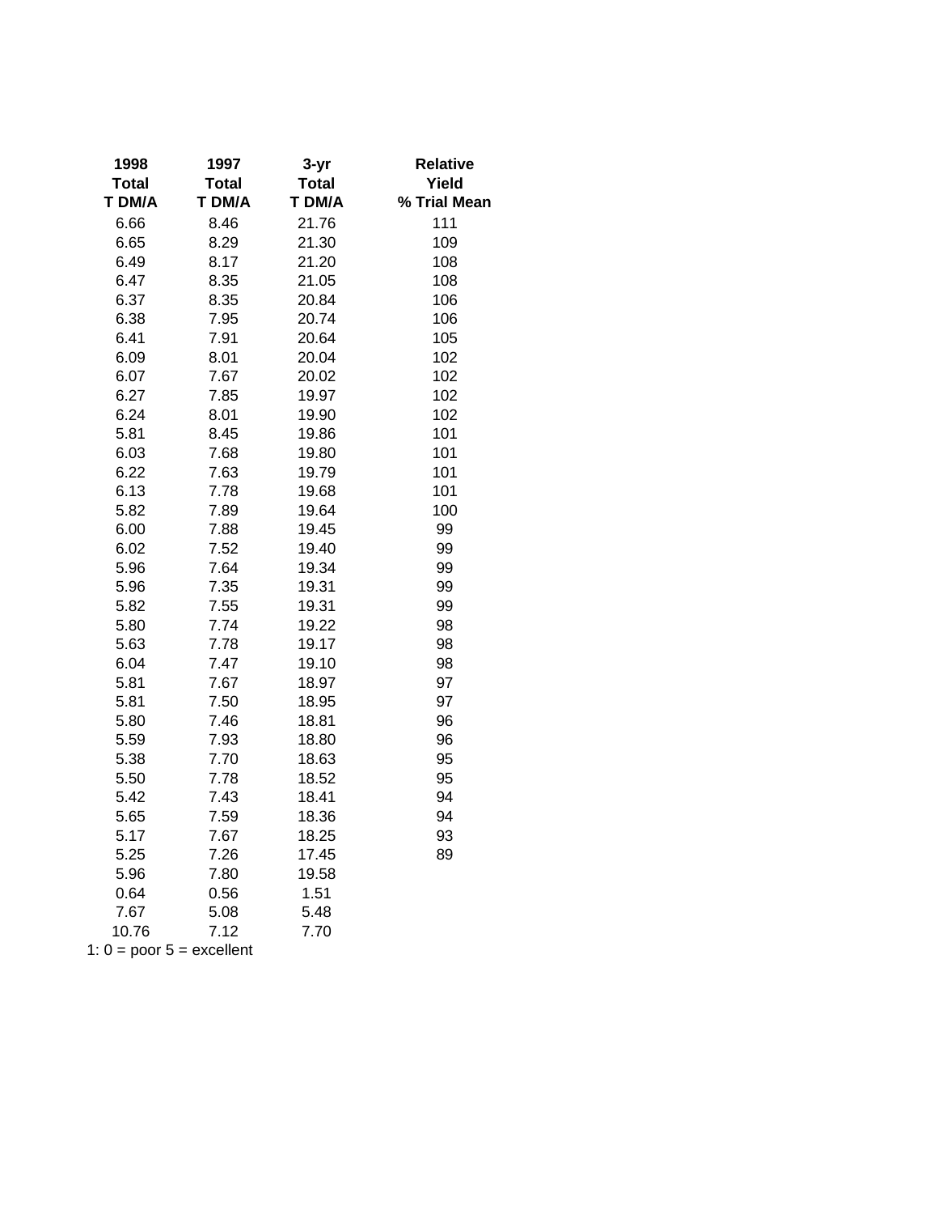| 1998 Total T DM/A | 1997 Total T DM/A | 3-yr Total T DM/A | Relative Yield % Trial Mean |
|---|---|---|---|
| 6.66 | 8.46 | 21.76 | 111 |
| 6.65 | 8.29 | 21.30 | 109 |
| 6.49 | 8.17 | 21.20 | 108 |
| 6.47 | 8.35 | 21.05 | 108 |
| 6.37 | 8.35 | 20.84 | 106 |
| 6.38 | 7.95 | 20.74 | 106 |
| 6.41 | 7.91 | 20.64 | 105 |
| 6.09 | 8.01 | 20.04 | 102 |
| 6.07 | 7.67 | 20.02 | 102 |
| 6.27 | 7.85 | 19.97 | 102 |
| 6.24 | 8.01 | 19.90 | 102 |
| 5.81 | 8.45 | 19.86 | 101 |
| 6.03 | 7.68 | 19.80 | 101 |
| 6.22 | 7.63 | 19.79 | 101 |
| 6.13 | 7.78 | 19.68 | 101 |
| 5.82 | 7.89 | 19.64 | 100 |
| 6.00 | 7.88 | 19.45 | 99 |
| 6.02 | 7.52 | 19.40 | 99 |
| 5.96 | 7.64 | 19.34 | 99 |
| 5.96 | 7.35 | 19.31 | 99 |
| 5.82 | 7.55 | 19.31 | 99 |
| 5.80 | 7.74 | 19.22 | 98 |
| 5.63 | 7.78 | 19.17 | 98 |
| 6.04 | 7.47 | 19.10 | 98 |
| 5.81 | 7.67 | 18.97 | 97 |
| 5.81 | 7.50 | 18.95 | 97 |
| 5.80 | 7.46 | 18.81 | 96 |
| 5.59 | 7.93 | 18.80 | 96 |
| 5.38 | 7.70 | 18.63 | 95 |
| 5.50 | 7.78 | 18.52 | 95 |
| 5.42 | 7.43 | 18.41 | 94 |
| 5.65 | 7.59 | 18.36 | 94 |
| 5.17 | 7.67 | 18.25 | 93 |
| 5.25 | 7.26 | 17.45 | 89 |
| 5.96 | 7.80 | 19.58 | |
| 0.64 | 0.56 | 1.51 | |
| 7.67 | 5.08 | 5.48 | |
| 10.76 | 7.12 | 7.70 | |

1: 0 = poor 5 = excellent